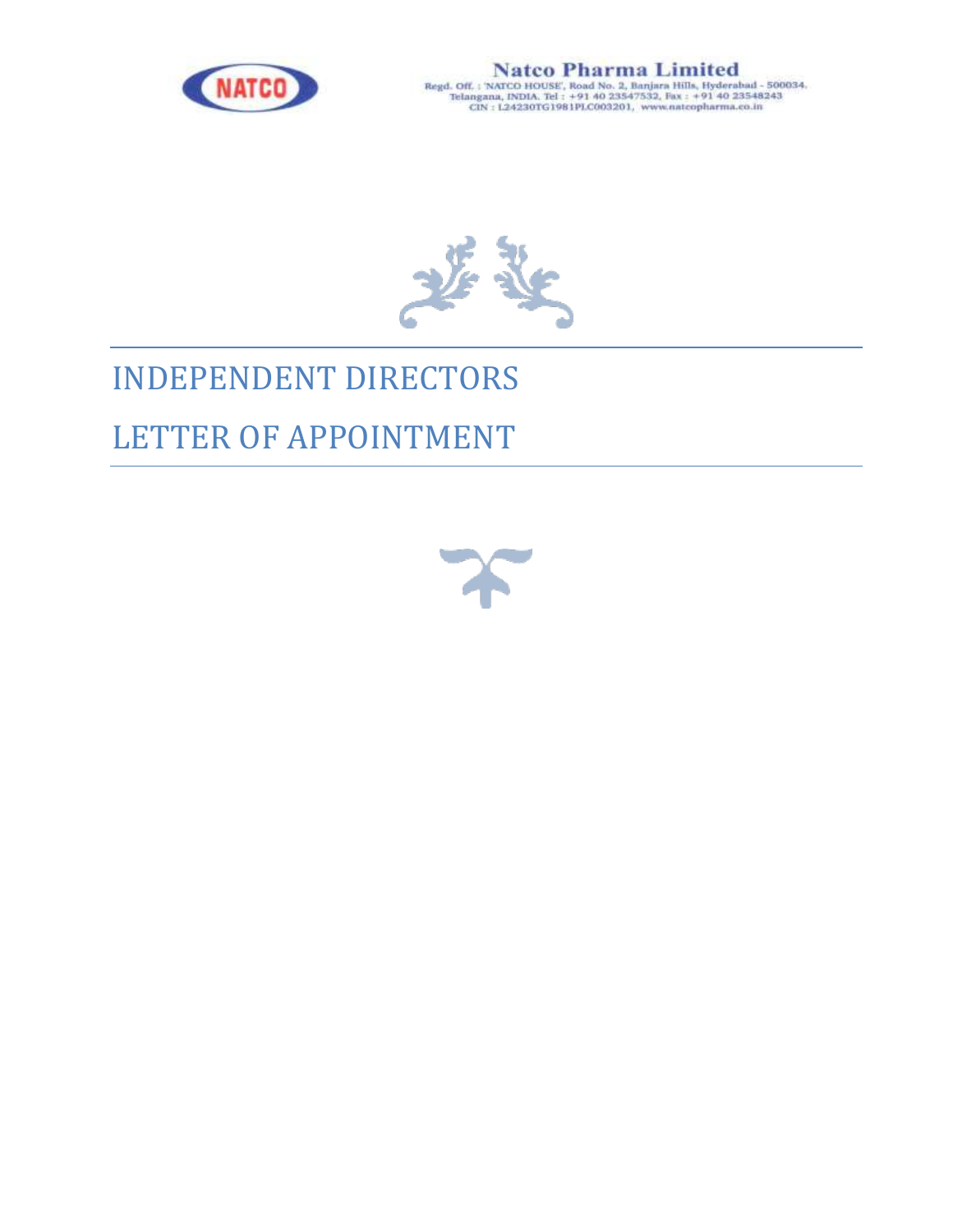**Natco Pharma Limited**

Regd. Off. : 'NATCO HOUSE', Road No. 2, Banjara Hills, Hyderabad - 500034. Telangana, INDIA. Tel : +91 40 23547532, Fax : +91 40 23548243
CIN : L24230TG1981PLC003201, www.natcopharma.co.in

# INDEPENDENT DIRECTORS

# LETTER OF APPOINTMENT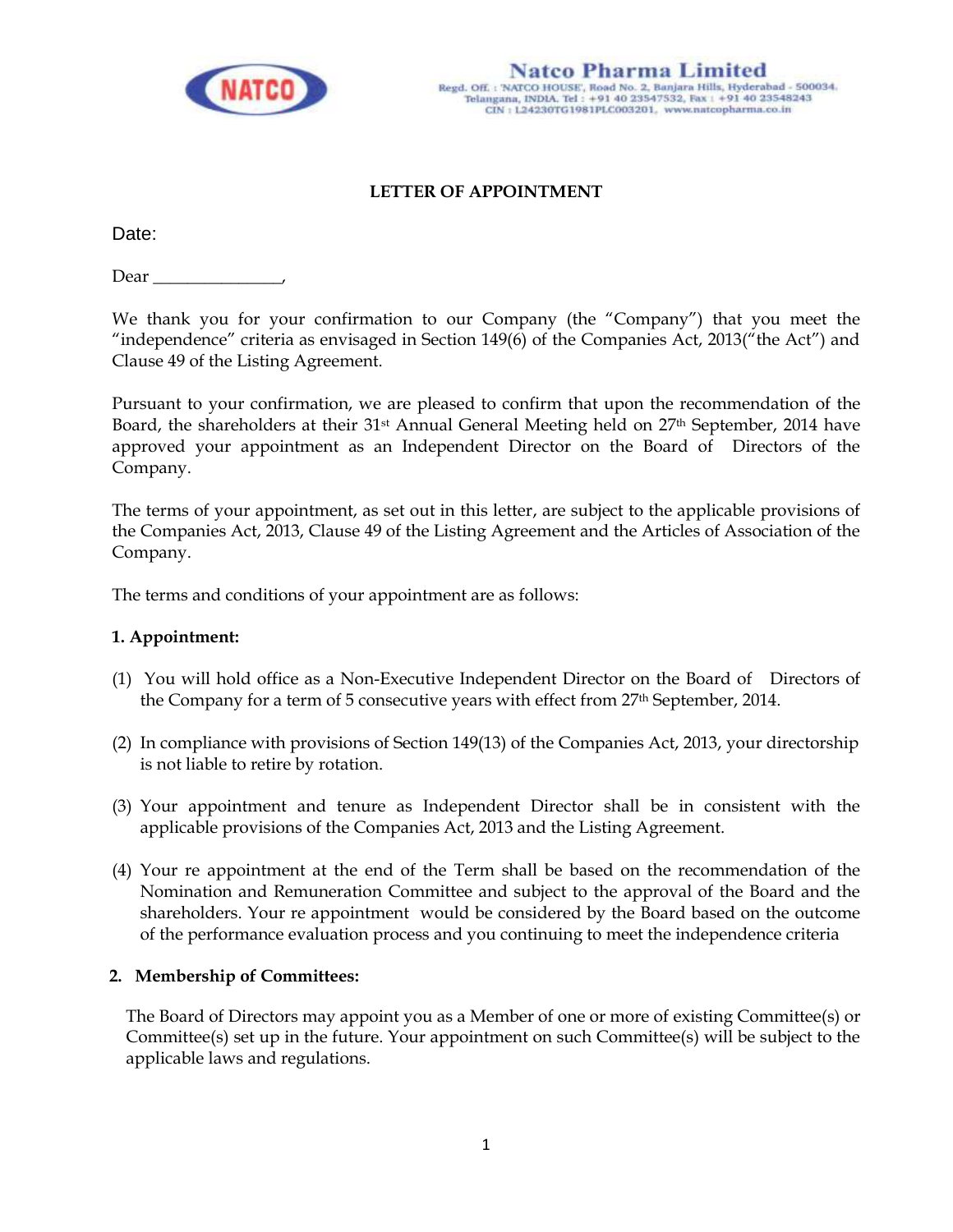Natco Pharma Limited
Regd. Off. : 'NATCO HOUSE', Road No. 2, Banjara Hills, Hyderabad - 500034. Telangana, INDIA. Tel : +91 40 23547532, Fax : +91 40 23548243
CIN : L24230TG1981PLC003201, www.natcopharma.co.in

## LETTER OF APPOINTMENT

Date:

Dear _______________,

We thank you for your confirmation to our Company (the "Company") that you meet the "independence" criteria as envisaged in Section 149(6) of the Companies Act, 2013("the Act") and Clause 49 of the Listing Agreement.

Pursuant to your confirmation, we are pleased to confirm that upon the recommendation of the Board, the shareholders at their 31st Annual General Meeting held on 27th September, 2014 have approved your appointment as an Independent Director on the Board of Directors of the Company.

The terms of your appointment, as set out in this letter, are subject to the applicable provisions of the Companies Act, 2013, Clause 49 of the Listing Agreement and the Articles of Association of the Company.

The terms and conditions of your appointment are as follows:

**1. Appointment:**

(1) You will hold office as a Non-Executive Independent Director on the Board of Directors of the Company for a term of 5 consecutive years with effect from 27th September, 2014.

(2) In compliance with provisions of Section 149(13) of the Companies Act, 2013, your directorship is not liable to retire by rotation.

(3) Your appointment and tenure as Independent Director shall be in consistent with the applicable provisions of the Companies Act, 2013 and the Listing Agreement.

(4) Your re appointment at the end of the Term shall be based on the recommendation of the Nomination and Remuneration Committee and subject to the approval of the Board and the shareholders. Your re appointment would be considered by the Board based on the outcome of the performance evaluation process and you continuing to meet the independence criteria

**2. Membership of Committees:**

The Board of Directors may appoint you as a Member of one or more of existing Committee(s) or Committee(s) set up in the future. Your appointment on such Committee(s) will be subject to the applicable laws and regulations.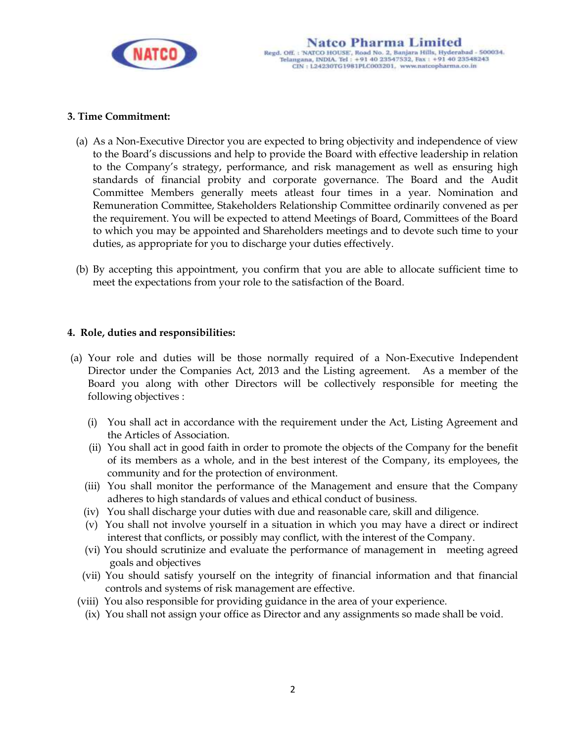**3. Time Commitment:**

(a) As a Non-Executive Director you are expected to bring objectivity and independence of view to the Board's discussions and help to provide the Board with effective leadership in relation to the Company's strategy, performance, and risk management as well as ensuring high standards of financial probity and corporate governance. The Board and the Audit Committee Members generally meets atleast four times in a year. Nomination and Remuneration Committee, Stakeholders Relationship Committee ordinarily convened as per the requirement. You will be expected to attend Meetings of Board, Committees of the Board to which you may be appointed and Shareholders meetings and to devote such time to your duties, as appropriate for you to discharge your duties effectively.

(b) By accepting this appointment, you confirm that you are able to allocate sufficient time to meet the expectations from your role to the satisfaction of the Board.

**4. Role, duties and responsibilities:**

(a) Your role and duties will be those normally required of a Non-Executive Independent Director under the Companies Act, 2013 and the Listing agreement. As a member of the Board you along with other Directors will be collectively responsible for meeting the following objectives :

(i) You shall act in accordance with the requirement under the Act, Listing Agreement and the Articles of Association.

(ii) You shall act in good faith in order to promote the objects of the Company for the benefit of its members as a whole, and in the best interest of the Company, its employees, the community and for the protection of environment.

(iii) You shall monitor the performance of the Management and ensure that the Company adheres to high standards of values and ethical conduct of business.

(iv) You shall discharge your duties with due and reasonable care, skill and diligence.

(v) You shall not involve yourself in a situation in which you may have a direct or indirect interest that conflicts, or possibly may conflict, with the interest of the Company.

(vi) You should scrutinize and evaluate the performance of management in meeting agreed goals and objectives

(vii) You should satisfy yourself on the integrity of financial information and that financial controls and systems of risk management are effective.

(viii) You also responsible for providing guidance in the area of your experience.

(ix) You shall not assign your office as Director and any assignments so made shall be void.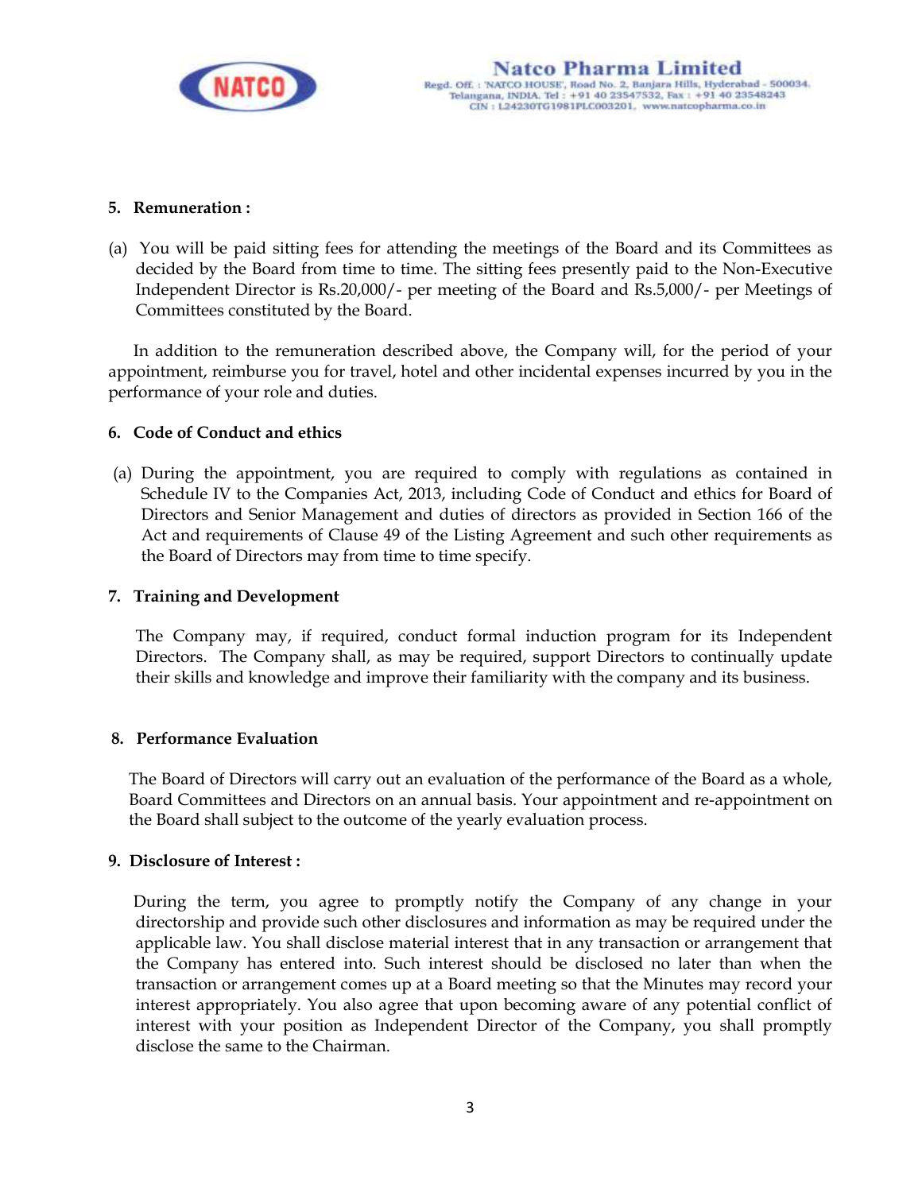**5. Remuneration :**

(a) You will be paid sitting fees for attending the meetings of the Board and its Committees as decided by the Board from time to time. The sitting fees presently paid to the Non-Executive Independent Director is Rs.20,000/- per meeting of the Board and Rs.5,000/- per Meetings of Committees constituted by the Board.

In addition to the remuneration described above, the Company will, for the period of your appointment, reimburse you for travel, hotel and other incidental expenses incurred by you in the performance of your role and duties.

**6. Code of Conduct and ethics**

(a) During the appointment, you are required to comply with regulations as contained in Schedule IV to the Companies Act, 2013, including Code of Conduct and ethics for Board of Directors and Senior Management and duties of directors as provided in Section 166 of the Act and requirements of Clause 49 of the Listing Agreement and such other requirements as the Board of Directors may from time to time specify.

**7. Training and Development**

The Company may, if required, conduct formal induction program for its Independent Directors. The Company shall, as may be required, support Directors to continually update their skills and knowledge and improve their familiarity with the company and its business.

**8. Performance Evaluation**

The Board of Directors will carry out an evaluation of the performance of the Board as a whole, Board Committees and Directors on an annual basis. Your appointment and re-appointment on the Board shall subject to the outcome of the yearly evaluation process.

**9. Disclosure of Interest :**

During the term, you agree to promptly notify the Company of any change in your directorship and provide such other disclosures and information as may be required under the applicable law. You shall disclose material interest that in any transaction or arrangement that the Company has entered into. Such interest should be disclosed no later than when the transaction or arrangement comes up at a Board meeting so that the Minutes may record your interest appropriately. You also agree that upon becoming aware of any potential conflict of interest with your position as Independent Director of the Company, you shall promptly disclose the same to the Chairman.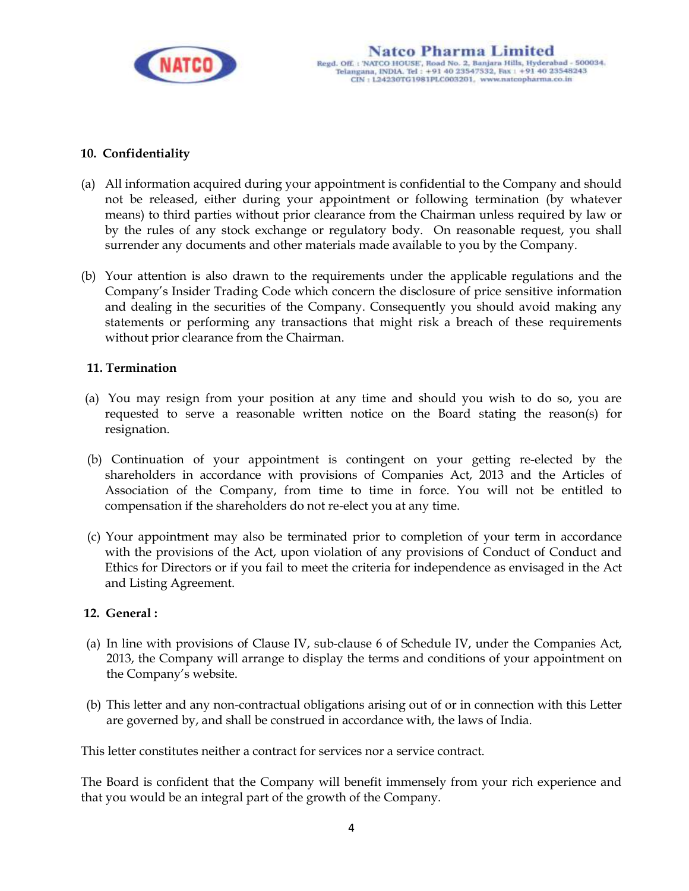**10. Confidentiality**

(a) All information acquired during your appointment is confidential to the Company and should not be released, either during your appointment or following termination (by whatever means) to third parties without prior clearance from the Chairman unless required by law or by the rules of any stock exchange or regulatory body. On reasonable request, you shall surrender any documents and other materials made available to you by the Company.

(b) Your attention is also drawn to the requirements under the applicable regulations and the Company's Insider Trading Code which concern the disclosure of price sensitive information and dealing in the securities of the Company. Consequently you should avoid making any statements or performing any transactions that might risk a breach of these requirements without prior clearance from the Chairman.

**11. Termination**

(a) You may resign from your position at any time and should you wish to do so, you are requested to serve a reasonable written notice on the Board stating the reason(s) for resignation.

(b) Continuation of your appointment is contingent on your getting re-elected by the shareholders in accordance with provisions of Companies Act, 2013 and the Articles of Association of the Company, from time to time in force. You will not be entitled to compensation if the shareholders do not re-elect you at any time.

(c) Your appointment may also be terminated prior to completion of your term in accordance with the provisions of the Act, upon violation of any provisions of Conduct of Conduct and Ethics for Directors or if you fail to meet the criteria for independence as envisaged in the Act and Listing Agreement.

**12. General :**

(a) In line with provisions of Clause IV, sub-clause 6 of Schedule IV, under the Companies Act, 2013, the Company will arrange to display the terms and conditions of your appointment on the Company's website.

(b) This letter and any non-contractual obligations arising out of or in connection with this Letter are governed by, and shall be construed in accordance with, the laws of India.

This letter constitutes neither a contract for services nor a service contract.

The Board is confident that the Company will benefit immensely from your rich experience and that you would be an integral part of the growth of the Company.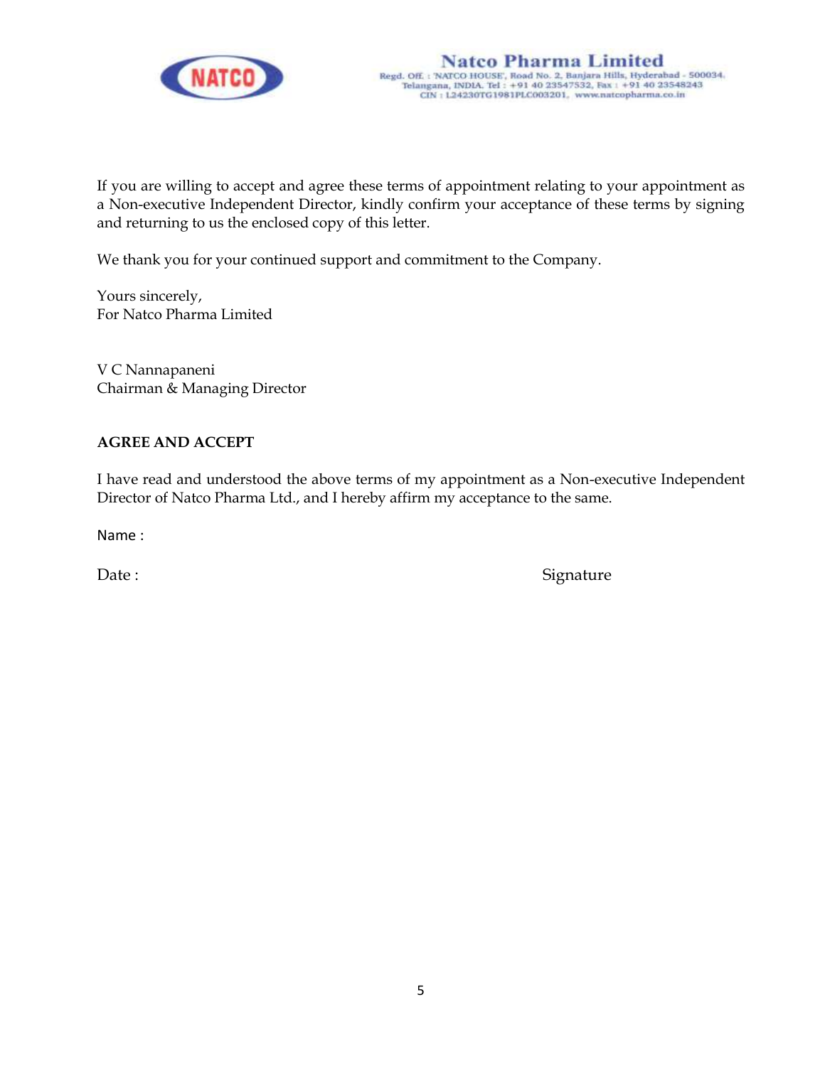If you are willing to accept and agree these terms of appointment relating to your appointment as a Non-executive Independent Director, kindly confirm your acceptance of these terms by signing and returning to us the enclosed copy of this letter.

We thank you for your continued support and commitment to the Company.

Yours sincerely,
For Natco Pharma Limited

V C Nannapaneni
Chairman & Managing Director

**AGREE AND ACCEPT**

I have read and understood the above terms of my appointment as a Non-executive Independent Director of Natco Pharma Ltd., and I hereby affirm my acceptance to the same.

Name :

Date : Signature